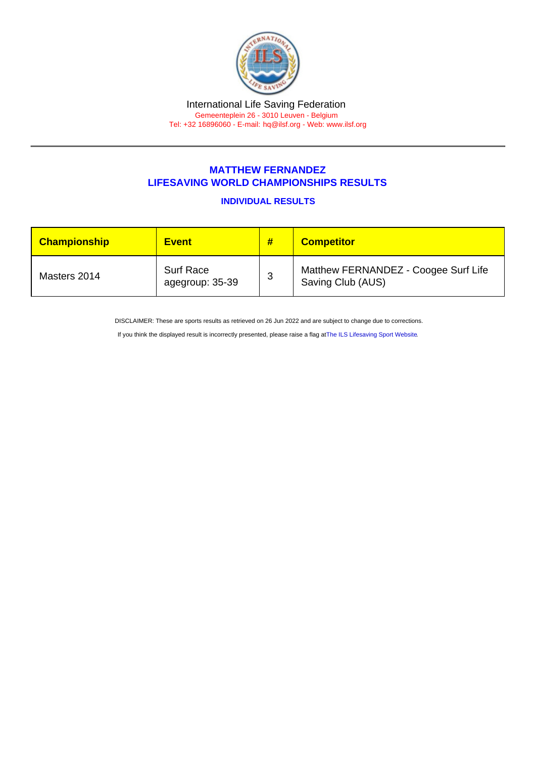International Life Saving Federation
Gemeenteplein 26 - 3010 Leuven - Belgium
Tel: +32 16896060 - E-mail: hq@ilsf.org - Web: www.ilsf.org

## MATTHEW FERNANDEZ
## LIFESAVING WORLD CHAMPIONSHIPS RESULTS

### INDIVIDUAL RESULTS

| Championship | Event | # | Competitor |
|---|---|---|---|
| Masters 2014 | Surf Race agegroup: 35-39 | 3 | Matthew FERNANDEZ - Coogee Surf Life Saving Club (AUS) |

DISCLAIMER: These are sports results as retrieved on 26 Jun 2022 and are subject to change due to corrections.

If you think the displayed result is incorrectly presented, please raise a flag atThe ILS Lifesaving Sport Website.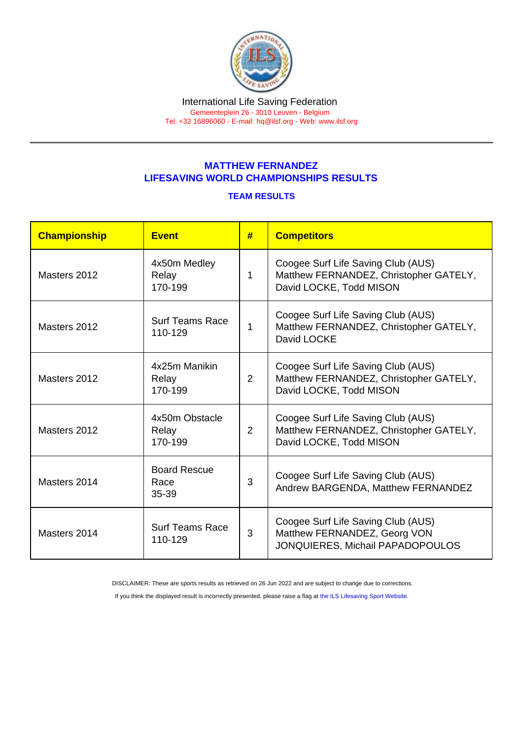International Life Saving Federation
Gemeenteplein 26 - 3010 Leuven - Belgium
Tel: +32 16896060 - E-mail: hq@ilsf.org - Web: www.ilsf.org

## MATTHEW FERNANDEZ
## LIFESAVING WORLD CHAMPIONSHIPS RESULTS

### TEAM RESULTS

| Championship | Event | # | Competitors |
|---|---|---|---|
| Masters 2012 | 4x50m Medley Relay 170-199 | 1 | Coogee Surf Life Saving Club (AUS) Matthew FERNANDEZ, Christopher GATELY, David LOCKE, Todd MISON |
| Masters 2012 | Surf Teams Race 110-129 | 1 | Coogee Surf Life Saving Club (AUS) Matthew FERNANDEZ, Christopher GATELY, David LOCKE |
| Masters 2012 | 4x25m Manikin Relay 170-199 | 2 | Coogee Surf Life Saving Club (AUS) Matthew FERNANDEZ, Christopher GATELY, David LOCKE, Todd MISON |
| Masters 2012 | 4x50m Obstacle Relay 170-199 | 2 | Coogee Surf Life Saving Club (AUS) Matthew FERNANDEZ, Christopher GATELY, David LOCKE, Todd MISON |
| Masters 2014 | Board Rescue Race 35-39 | 3 | Coogee Surf Life Saving Club (AUS) Andrew BARGENDA, Matthew FERNANDEZ |
| Masters 2014 | Surf Teams Race 110-129 | 3 | Coogee Surf Life Saving Club (AUS) Matthew FERNANDEZ, Georg VON JONQUIERES, Michail PAPADOPOULOS |

DISCLAIMER: These are sports results as retrieved on 26 Jun 2022 and are subject to change due to corrections.

If you think the displayed result is incorrectly presented, please raise a flag at the ILS Lifesaving Sport Website.